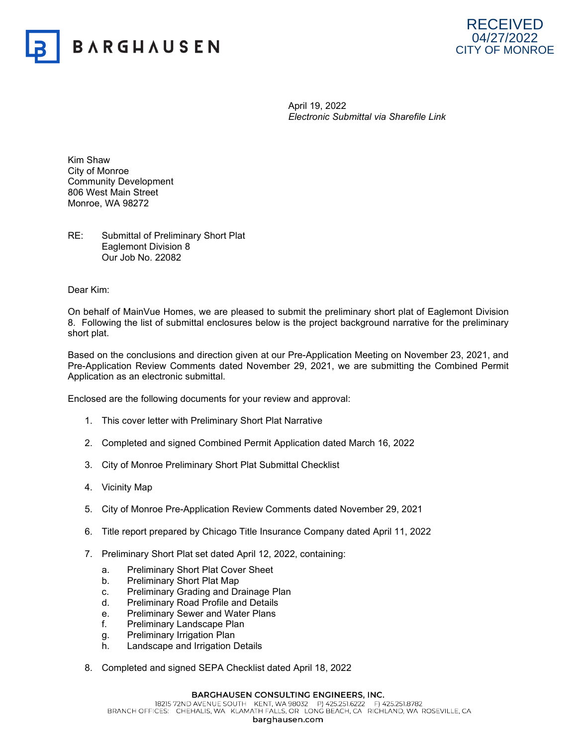BARGHAUSEN

RECEIVED
04/27/2022
CITY OF MONROE

April 19, 2022
*Electronic Submittal via Sharefile Link*

Kim Shaw
City of Monroe
Community Development
806 West Main Street
Monroe, WA 98272

RE: Submittal of Preliminary Short Plat
Eaglemont Division 8
Our Job No. 22082

Dear Kim:

On behalf of MainVue Homes, we are pleased to submit the preliminary short plat of Eaglemont Division 8. Following the list of submittal enclosures below is the project background narrative for the preliminary short plat.

Based on the conclusions and direction given at our Pre-Application Meeting on November 23, 2021, and Pre-Application Review Comments dated November 29, 2021, we are submitting the Combined Permit Application as an electronic submittal.

Enclosed are the following documents for your review and approval:

1. This cover letter with Preliminary Short Plat Narrative
2. Completed and signed Combined Permit Application dated March 16, 2022
3. City of Monroe Preliminary Short Plat Submittal Checklist
4. Vicinity Map
5. City of Monroe Pre-Application Review Comments dated November 29, 2021
6. Title report prepared by Chicago Title Insurance Company dated April 11, 2022
7. Preliminary Short Plat set dated April 12, 2022, containing:
   a. Preliminary Short Plat Cover Sheet
   b. Preliminary Short Plat Map
   c. Preliminary Grading and Drainage Plan
   d. Preliminary Road Profile and Details
   e. Preliminary Sewer and Water Plans
   f. Preliminary Landscape Plan
   g. Preliminary Irrigation Plan
   h. Landscape and Irrigation Details
8. Completed and signed SEPA Checklist dated April 18, 2022

BARGHAUSEN CONSULTING ENGINEERS, INC.
18215 72ND AVENUE SOUTH KENT, WA 98032 P) 425.251.6222 F) 425.251.8782
BRANCH OFFICES: CHEHALIS, WA KLAMATH FALLS, OR LONG BEACH, CA RICHLAND, WA ROSEVILLE, CA
barghausen.com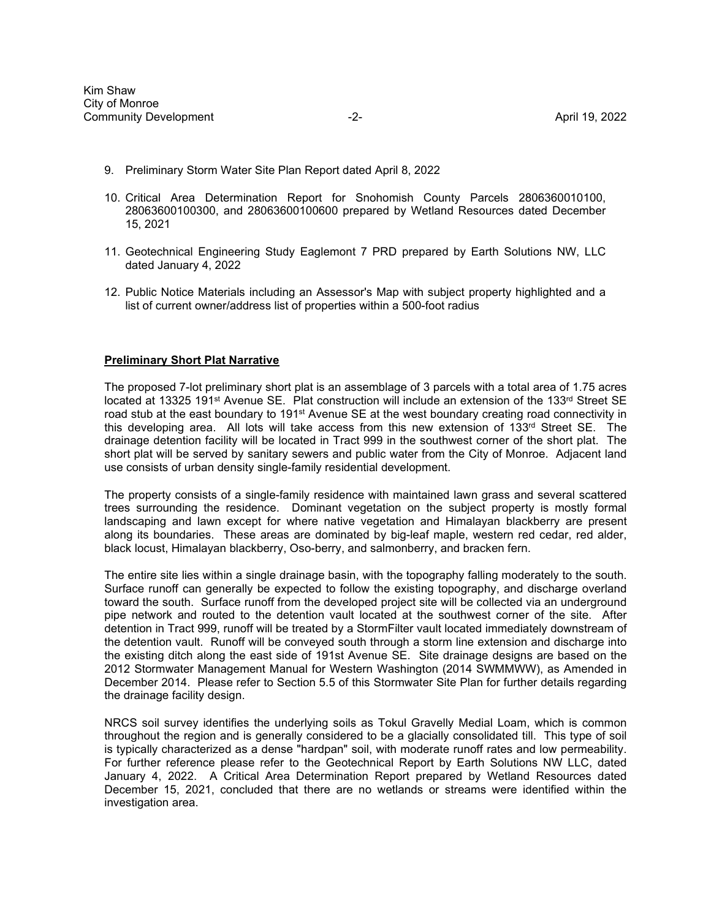9. Preliminary Storm Water Site Plan Report dated April 8, 2022

10. Critical Area Determination Report for Snohomish County Parcels 2806360010100, 28063600100300, and 28063600100600 prepared by Wetland Resources dated December 15, 2021

11. Geotechnical Engineering Study Eaglemont 7 PRD prepared by Earth Solutions NW, LLC dated January 4, 2022

12. Public Notice Materials including an Assessor's Map with subject property highlighted and a list of current owner/address list of properties within a 500-foot radius

## Preliminary Short Plat Narrative

The proposed 7-lot preliminary short plat is an assemblage of 3 parcels with a total area of 1.75 acres located at 13325 191st Avenue SE. Plat construction will include an extension of the 133rd Street SE road stub at the east boundary to 191st Avenue SE at the west boundary creating road connectivity in this developing area. All lots will take access from this new extension of 133rd Street SE. The drainage detention facility will be located in Tract 999 in the southwest corner of the short plat. The short plat will be served by sanitary sewers and public water from the City of Monroe. Adjacent land use consists of urban density single-family residential development.

The property consists of a single-family residence with maintained lawn grass and several scattered trees surrounding the residence. Dominant vegetation on the subject property is mostly formal landscaping and lawn except for where native vegetation and Himalayan blackberry are present along its boundaries. These areas are dominated by big-leaf maple, western red cedar, red alder, black locust, Himalayan blackberry, Oso-berry, and salmonberry, and bracken fern.

The entire site lies within a single drainage basin, with the topography falling moderately to the south. Surface runoff can generally be expected to follow the existing topography, and discharge overland toward the south. Surface runoff from the developed project site will be collected via an underground pipe network and routed to the detention vault located at the southwest corner of the site. After detention in Tract 999, runoff will be treated by a StormFilter vault located immediately downstream of the detention vault. Runoff will be conveyed south through a storm line extension and discharge into the existing ditch along the east side of 191st Avenue SE. Site drainage designs are based on the 2012 Stormwater Management Manual for Western Washington (2014 SWMMWW), as Amended in December 2014. Please refer to Section 5.5 of this Stormwater Site Plan for further details regarding the drainage facility design.

NRCS soil survey identifies the underlying soils as Tokul Gravelly Medial Loam, which is common throughout the region and is generally considered to be a glacially consolidated till. This type of soil is typically characterized as a dense "hardpan" soil, with moderate runoff rates and low permeability. For further reference please refer to the Geotechnical Report by Earth Solutions NW LLC, dated January 4, 2022. A Critical Area Determination Report prepared by Wetland Resources dated December 15, 2021, concluded that there are no wetlands or streams were identified within the investigation area.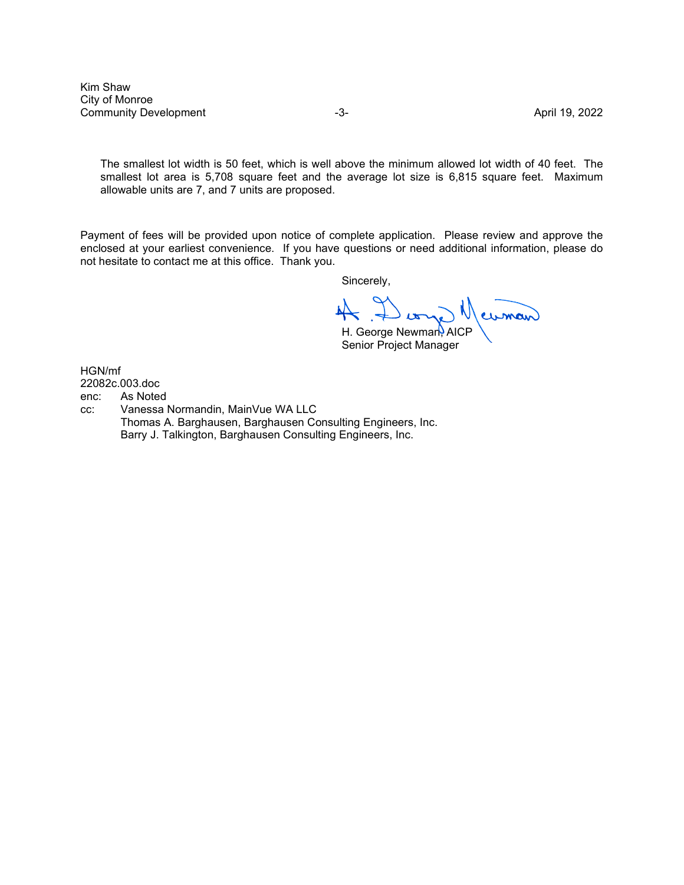The smallest lot width is 50 feet, which is well above the minimum allowed lot width of 40 feet. The smallest lot area is 5,708 square feet and the average lot size is 6,815 square feet. Maximum allowable units are 7, and 7 units are proposed.

Payment of fees will be provided upon notice of complete application. Please review and approve the enclosed at your earliest convenience. If you have questions or need additional information, please do not hesitate to contact me at this office. Thank you.

Sincerely,

H. George Newman, AICP
Senior Project Manager

HGN/mf
22082c.003.doc
enc: As Noted
cc: Vanessa Normandin, MainVue WA LLC
Thomas A. Barghausen, Barghausen Consulting Engineers, Inc.
Barry J. Talkington, Barghausen Consulting Engineers, Inc.